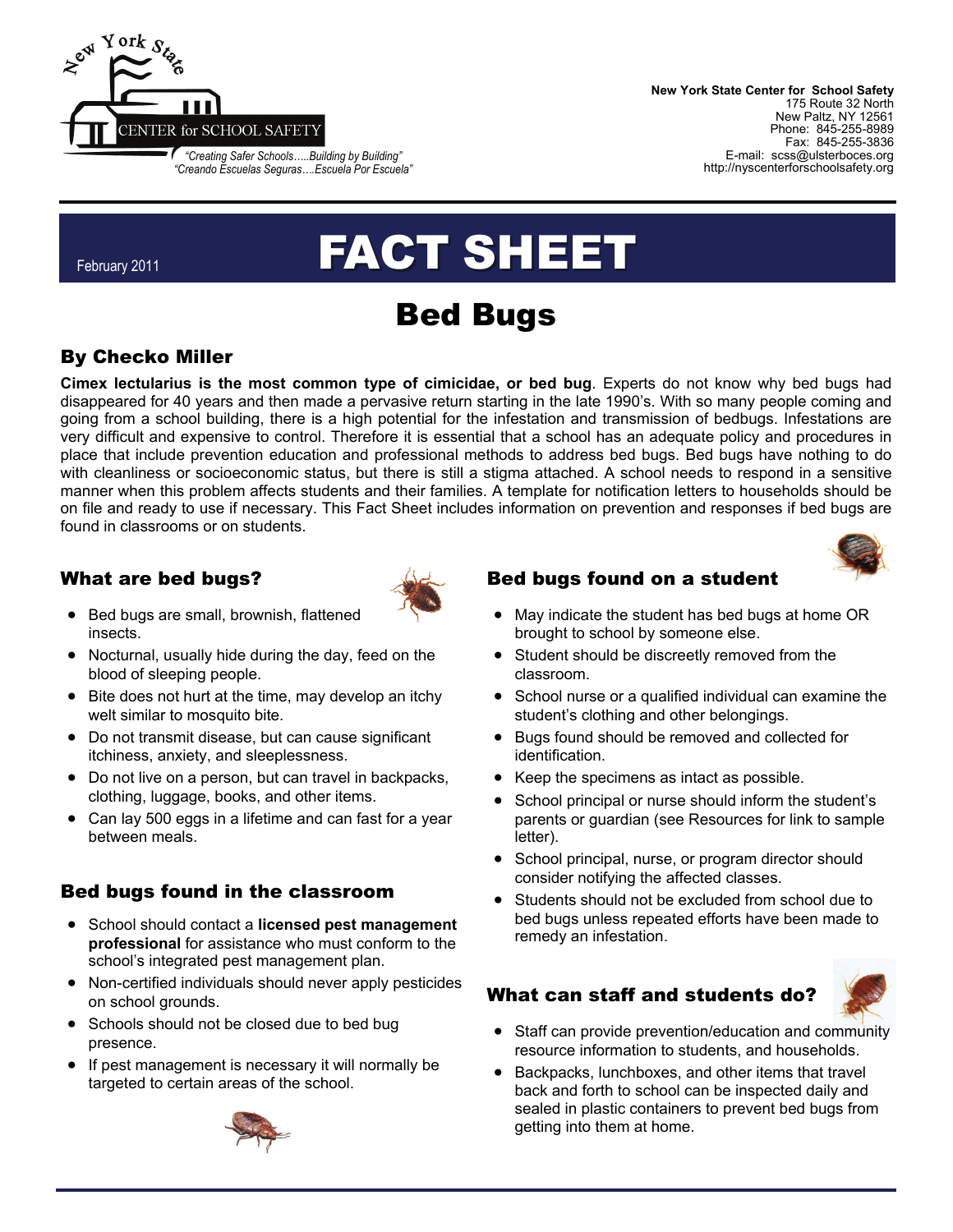New York State CENTER for SCHOOL SAFETY

*"Creating Safer Schools…..Building by Building"*
*"Creando Escuelas Seguras….Escuela Por Escuela"*

**New York State Center for School Safety**
175 Route 32 North
New Paltz, NY 12561
Phone: 845-255-8989
Fax: 845-255-3836
E-mail: scss@ulsterboces.org
http://nyscenterforschoolsafety.org

February 2011

# FACT SHEET

# Bed Bugs

## By Checko Miller

**Cimex lectularius is the most common type of cimicidae, or bed bug**. Experts do not know why bed bugs had disappeared for 40 years and then made a pervasive return starting in the late 1990's. With so many people coming and going from a school building, there is a high potential for the infestation and transmission of bedbugs. Infestations are very difficult and expensive to control. Therefore it is essential that a school has an adequate policy and procedures in place that include prevention education and professional methods to address bed bugs. Bed bugs have nothing to do with cleanliness or socioeconomic status, but there is still a stigma attached. A school needs to respond in a sensitive manner when this problem affects students and their families. A template for notification letters to households should be on file and ready to use if necessary. This Fact Sheet includes information on prevention and responses if bed bugs are found in classrooms or on students.

### What are bed bugs?

- Bed bugs are small, brownish, flattened insects.
- Nocturnal, usually hide during the day, feed on the blood of sleeping people.
- Bite does not hurt at the time, may develop an itchy welt similar to mosquito bite.
- Do not transmit disease, but can cause significant itchiness, anxiety, and sleeplessness.
- Do not live on a person, but can travel in backpacks, clothing, luggage, books, and other items.
- Can lay 500 eggs in a lifetime and can fast for a year between meals.

### Bed bugs found in the classroom

- School should contact a **licensed pest management professional** for assistance who must conform to the school's integrated pest management plan.
- Non-certified individuals should never apply pesticides on school grounds.
- Schools should not be closed due to bed bug presence.
- If pest management is necessary it will normally be targeted to certain areas of the school.

### Bed bugs found on a student

- May indicate the student has bed bugs at home OR brought to school by someone else.
- Student should be discreetly removed from the classroom.
- School nurse or a qualified individual can examine the student's clothing and other belongings.
- Bugs found should be removed and collected for identification.
- Keep the specimens as intact as possible.
- School principal or nurse should inform the student's parents or guardian (see Resources for link to sample letter).
- School principal, nurse, or program director should consider notifying the affected classes.
- Students should not be excluded from school due to bed bugs unless repeated efforts have been made to remedy an infestation.

### What can staff and students do?

- Staff can provide prevention/education and community resource information to students, and households.
- Backpacks, lunchboxes, and other items that travel back and forth to school can be inspected daily and sealed in plastic containers to prevent bed bugs from getting into them at home.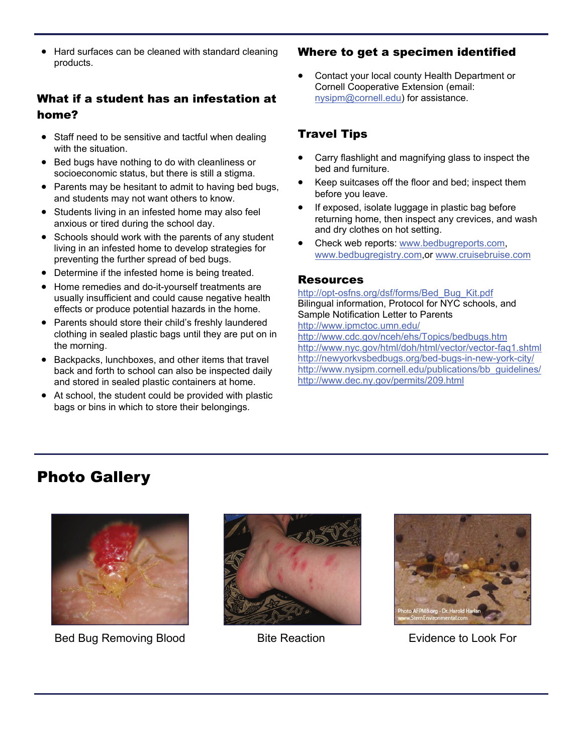- Hard surfaces can be cleaned with standard cleaning products.

## What if a student has an infestation at home?

- Staff need to be sensitive and tactful when dealing with the situation.
- Bed bugs have nothing to do with cleanliness or socioeconomic status, but there is still a stigma.
- Parents may be hesitant to admit to having bed bugs, and students may not want others to know.
- Students living in an infested home may also feel anxious or tired during the school day.
- Schools should work with the parents of any student living in an infested home to develop strategies for preventing the further spread of bed bugs.
- Determine if the infested home is being treated.
- Home remedies and do-it-yourself treatments are usually insufficient and could cause negative health effects or produce potential hazards in the home.
- Parents should store their child's freshly laundered clothing in sealed plastic bags until they are put on in the morning.
- Backpacks, lunchboxes, and other items that travel back and forth to school can also be inspected daily and stored in sealed plastic containers at home.
- At school, the student could be provided with plastic bags or bins in which to store their belongings.

## Where to get a specimen identified

- Contact your local county Health Department or Cornell Cooperative Extension (email: nysipm@cornell.edu) for assistance.

## Travel Tips

- Carry flashlight and magnifying glass to inspect the bed and furniture.
- Keep suitcases off the floor and bed; inspect them before you leave.
- If exposed, isolate luggage in plastic bag before returning home, then inspect any crevices, and wash and dry clothes on hot setting.
- Check web reports: www.bedbugreports.com, www.bedbugregistry.com,or www.cruisebruise.com

## Resources

http://opt-osfns.org/dsf/forms/Bed_Bug_Kit.pdf
Bilingual information, Protocol for NYC schools, and Sample Notification Letter to Parents
http://www.ipmctoc.umn.edu/
http://www.cdc.gov/nceh/ehs/Topics/bedbugs.htm
http://www.nyc.gov/html/doh/html/vector/vector-faq1.shtml
http://newyorkvsbedbugs.org/bed-bugs-in-new-york-city/
http://www.nysipm.cornell.edu/publications/bb_guidelines/
http://www.dec.ny.gov/permits/209.html

# Photo Gallery

Bed Bug Removing Blood

Bite Reaction

Photo AFPMB.org - Dr. Harold Harlan
www.SternEnvironmental.com

Evidence to Look For